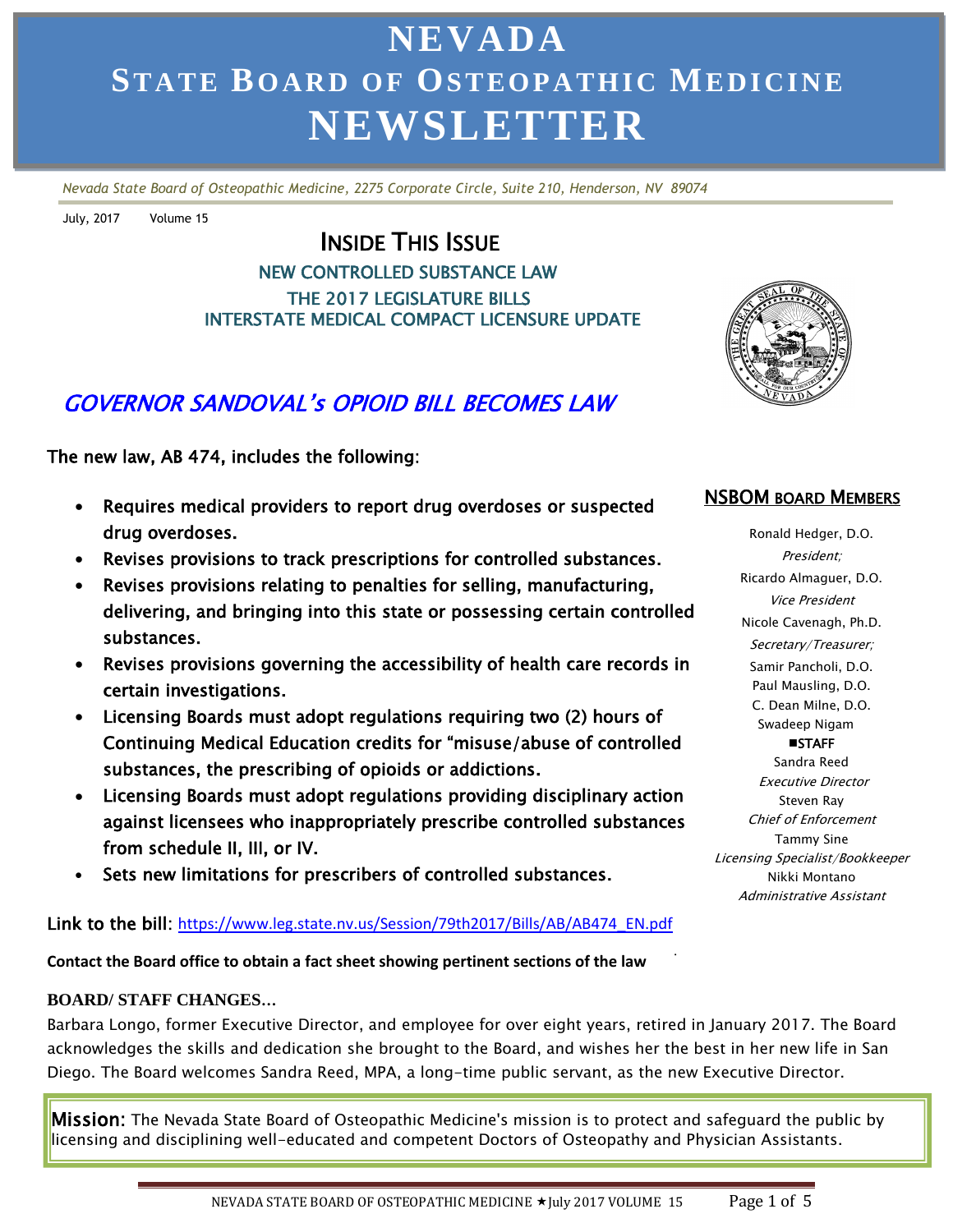# NEVADA STATE BOARD OF OSTEOPATHIC MEDICINE NEWSLETTER

*Nevada State Board of Osteopathic Medicine, 2275 Corporate Circle, Suite 210, Henderson, NV 89074*

July, 2017 Volume 15

## INSIDE THIS ISSUE

NEW CONTROLLED SUBSTANCE LAW
THE 2017 LEGISLATURE BILLS
INTERSTATE MEDICAL COMPACT LICENSURE UPDATE

## *GOVERNOR SANDOVAL's OPIOID BILL BECOMES LAW*

The new law, AB 474, includes the following:

- Requires medical providers to report drug overdoses or suspected drug overdoses.
- Revises provisions to track prescriptions for controlled substances.
- Revises provisions relating to penalties for selling, manufacturing, delivering, and bringing into this state or possessing certain controlled substances.
- Revises provisions governing the accessibility of health care records in certain investigations.
- Licensing Boards must adopt regulations requiring two (2) hours of Continuing Medical Education credits for "misuse/abuse of controlled substances, the prescribing of opioids or addictions.
- Licensing Boards must adopt regulations providing disciplinary action against licensees who inappropriately prescribe controlled substances from schedule II, III, or IV.
- Sets new limitations for prescribers of controlled substances.

Link to the bill: https://www.leg.state.nv.us/Session/79th2017/Bills/AB/AB474_EN.pdf

**Contact the Board office to obtain a fact sheet showing pertinent sections of the law**

### NSBOM BOARD MEMBERS

Ronald Hedger, D.O.
*President;*
Ricardo Almaguer, D.O.
*Vice President*
Nicole Cavenagh, Ph.D.
*Secretary/Treasurer;*
Samir Pancholi, D.O.
Paul Mausling, D.O.
C. Dean Milne, D.O.
Swadeep Nigam

**STAFF**

Sandra Reed
*Executive Director*
Steven Ray
*Chief of Enforcement*
Tammy Sine
*Licensing Specialist/Bookkeeper*
Nikki Montano
*Administrative Assistant*

**BOARD/ STAFF CHANGES…**

Barbara Longo, former Executive Director, and employee for over eight years, retired in January 2017. The Board acknowledges the skills and dedication she brought to the Board, and wishes her the best in her new life in San Diego. The Board welcomes Sandra Reed, MPA, a long-time public servant, as the new Executive Director.

**Mission:** The Nevada State Board of Osteopathic Medicine's mission is to protect and safeguard the public by licensing and disciplining well-educated and competent Doctors of Osteopathy and Physician Assistants.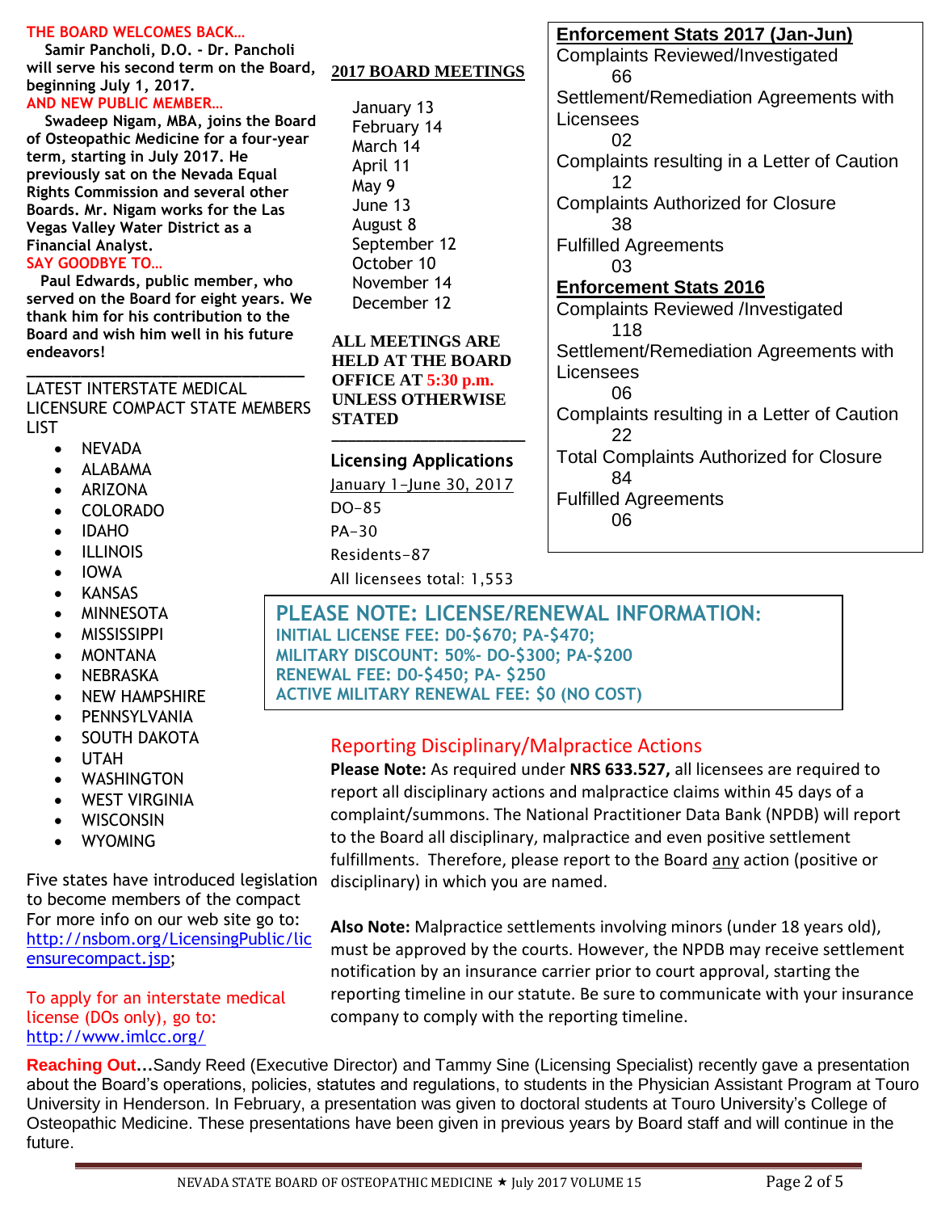**THE BOARD WELCOMES BACK…**

**Samir Pancholi, D.O. - Dr. Pancholi will serve his second term on the Board, beginning July 1, 2017.**

**AND NEW PUBLIC MEMBER…**

**Swadeep Nigam, MBA, joins the Board of Osteopathic Medicine for a four-year term, starting in July 2017. He previously sat on the Nevada Equal Rights Commission and several other Boards. Mr. Nigam works for the Las Vegas Valley Water District as a Financial Analyst.**

**SAY GOODBYE TO…**

**Paul Edwards, public member, who served on the Board for eight years. We thank him for his contribution to the Board and wish him well in his future endeavors!**

---

LATEST INTERSTATE MEDICAL LICENSURE COMPACT STATE MEMBERS LIST

- NEVADA
- ALABAMA
- ARIZONA
- COLORADO
- IDAHO
- ILLINOIS
- IOWA
- KANSAS
- MINNESOTA
- MISSISSIPPI
- MONTANA
- NEBRASKA
- NEW HAMPSHIRE
- PENNSYLVANIA
- SOUTH DAKOTA
- UTAH
- WASHINGTON
- WEST VIRGINIA
- WISCONSIN
- WYOMING

Five states have introduced legislation to become members of the compact For more info on our web site go to: http://nsbom.org/LicensingPublic/licensurecompact.jsp;

To apply for an interstate medical license (DOs only), go to: http://www.imlcc.org/

## 2017 BOARD MEETINGS

January 13
February 14
March 14
April 11
May 9
June 13
August 8
September 12
October 10
November 14
December 12

**ALL MEETINGS ARE HELD AT THE BOARD OFFICE AT 5:30 p.m. UNLESS OTHERWISE STATED**

---

### Licensing Applications

January 1–June 30, 2017

DO–85
PA–30
Residents–87
All licensees total: 1,553

## Enforcement Stats 2017 (Jan-Jun)

Complaints Reviewed/Investigated
66

Settlement/Remediation Agreements with Licensees
02

Complaints resulting in a Letter of Caution
12

Complaints Authorized for Closure
38

Fulfilled Agreements
03

## Enforcement Stats 2016

Complaints Reviewed /Investigated
118

Settlement/Remediation Agreements with Licensees
06

Complaints resulting in a Letter of Caution
22

Total Complaints Authorized for Closure
84

Fulfilled Agreements
06

## PLEASE NOTE: LICENSE/RENEWAL INFORMATION:

**INITIAL LICENSE FEE: D0-$670; PA-$470;**
**MILITARY DISCOUNT: 50%- DO-$300; PA-$200**
**RENEWAL FEE: D0-$450; PA- $250**
**ACTIVE MILITARY RENEWAL FEE: $0 (NO COST)**

## Reporting Disciplinary/Malpractice Actions

**Please Note:** As required under **NRS 633.527,** all licensees are required to report all disciplinary actions and malpractice claims within 45 days of a complaint/summons. The National Practitioner Data Bank (NPDB) will report to the Board all disciplinary, malpractice and even positive settlement fulfillments. Therefore, please report to the Board any action (positive or disciplinary) in which you are named.

**Also Note:** Malpractice settlements involving minors (under 18 years old), must be approved by the courts. However, the NPDB may receive settlement notification by an insurance carrier prior to court approval, starting the reporting timeline in our statute. Be sure to communicate with your insurance company to comply with the reporting timeline.

**Reaching Out…**Sandy Reed (Executive Director) and Tammy Sine (Licensing Specialist) recently gave a presentation about the Board's operations, policies, statutes and regulations, to students in the Physician Assistant Program at Touro University in Henderson. In February, a presentation was given to doctoral students at Touro University's College of Osteopathic Medicine. These presentations have been given in previous years by Board staff and will continue in the future.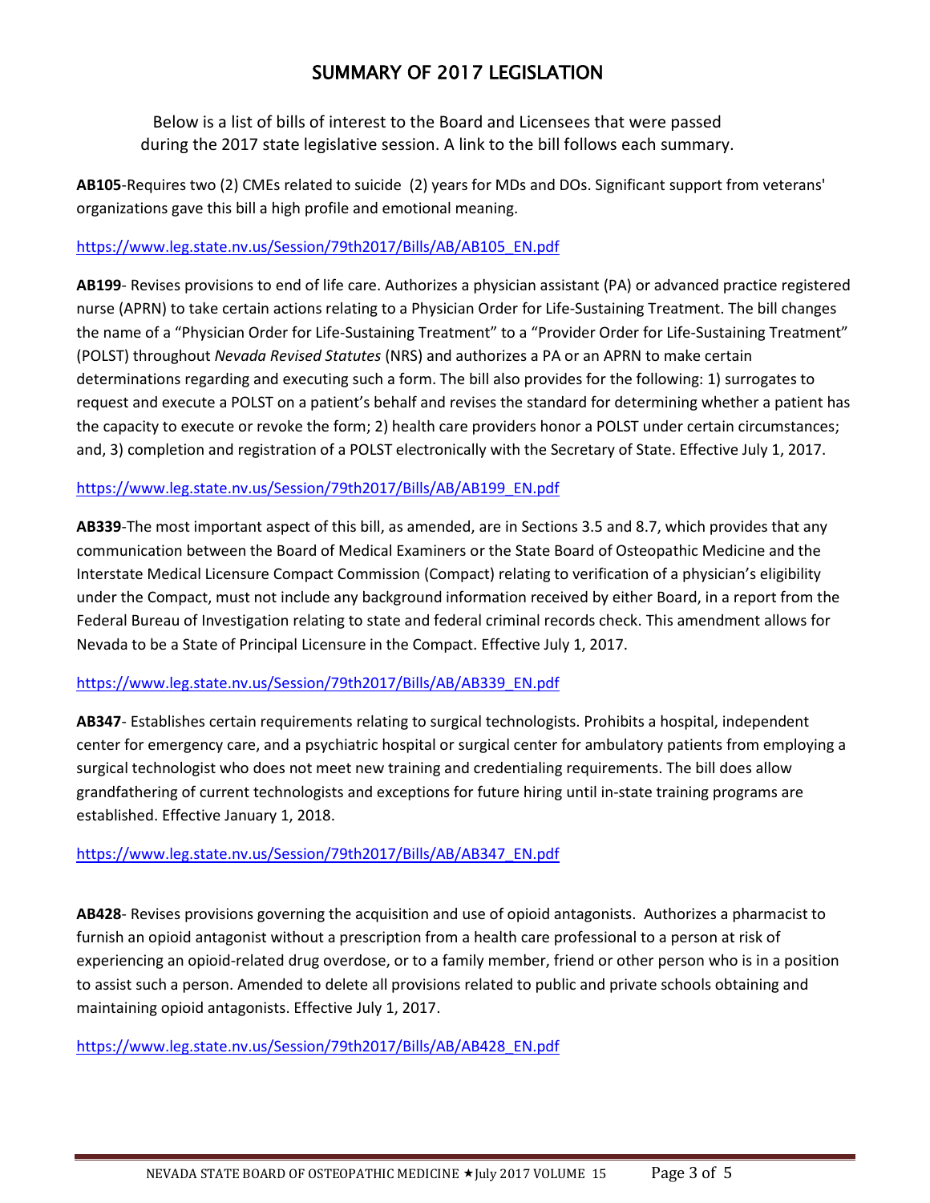# SUMMARY OF 2017 LEGISLATION

Below is a list of bills of interest to the Board and Licensees that were passed during the 2017 state legislative session. A link to the bill follows each summary.

**AB105**-Requires two (2) CMEs related to suicide (2) years for MDs and DOs. Significant support from veterans' organizations gave this bill a high profile and emotional meaning.

https://www.leg.state.nv.us/Session/79th2017/Bills/AB/AB105_EN.pdf

**AB199**- Revises provisions to end of life care. Authorizes a physician assistant (PA) or advanced practice registered nurse (APRN) to take certain actions relating to a Physician Order for Life-Sustaining Treatment. The bill changes the name of a "Physician Order for Life-Sustaining Treatment" to a "Provider Order for Life-Sustaining Treatment" (POLST) throughout *Nevada Revised Statutes* (NRS) and authorizes a PA or an APRN to make certain determinations regarding and executing such a form. The bill also provides for the following: 1) surrogates to request and execute a POLST on a patient's behalf and revises the standard for determining whether a patient has the capacity to execute or revoke the form; 2) health care providers honor a POLST under certain circumstances; and, 3) completion and registration of a POLST electronically with the Secretary of State. Effective July 1, 2017.

https://www.leg.state.nv.us/Session/79th2017/Bills/AB/AB199_EN.pdf

**AB339**-The most important aspect of this bill, as amended, are in Sections 3.5 and 8.7, which provides that any communication between the Board of Medical Examiners or the State Board of Osteopathic Medicine and the Interstate Medical Licensure Compact Commission (Compact) relating to verification of a physician's eligibility under the Compact, must not include any background information received by either Board, in a report from the Federal Bureau of Investigation relating to state and federal criminal records check. This amendment allows for Nevada to be a State of Principal Licensure in the Compact. Effective July 1, 2017.

https://www.leg.state.nv.us/Session/79th2017/Bills/AB/AB339_EN.pdf

**AB347**- Establishes certain requirements relating to surgical technologists. Prohibits a hospital, independent center for emergency care, and a psychiatric hospital or surgical center for ambulatory patients from employing a surgical technologist who does not meet new training and credentialing requirements. The bill does allow grandfathering of current technologists and exceptions for future hiring until in-state training programs are established. Effective January 1, 2018.

https://www.leg.state.nv.us/Session/79th2017/Bills/AB/AB347_EN.pdf

**AB428**- Revises provisions governing the acquisition and use of opioid antagonists. Authorizes a pharmacist to furnish an opioid antagonist without a prescription from a health care professional to a person at risk of experiencing an opioid-related drug overdose, or to a family member, friend or other person who is in a position to assist such a person. Amended to delete all provisions related to public and private schools obtaining and maintaining opioid antagonists. Effective July 1, 2017.

https://www.leg.state.nv.us/Session/79th2017/Bills/AB/AB428_EN.pdf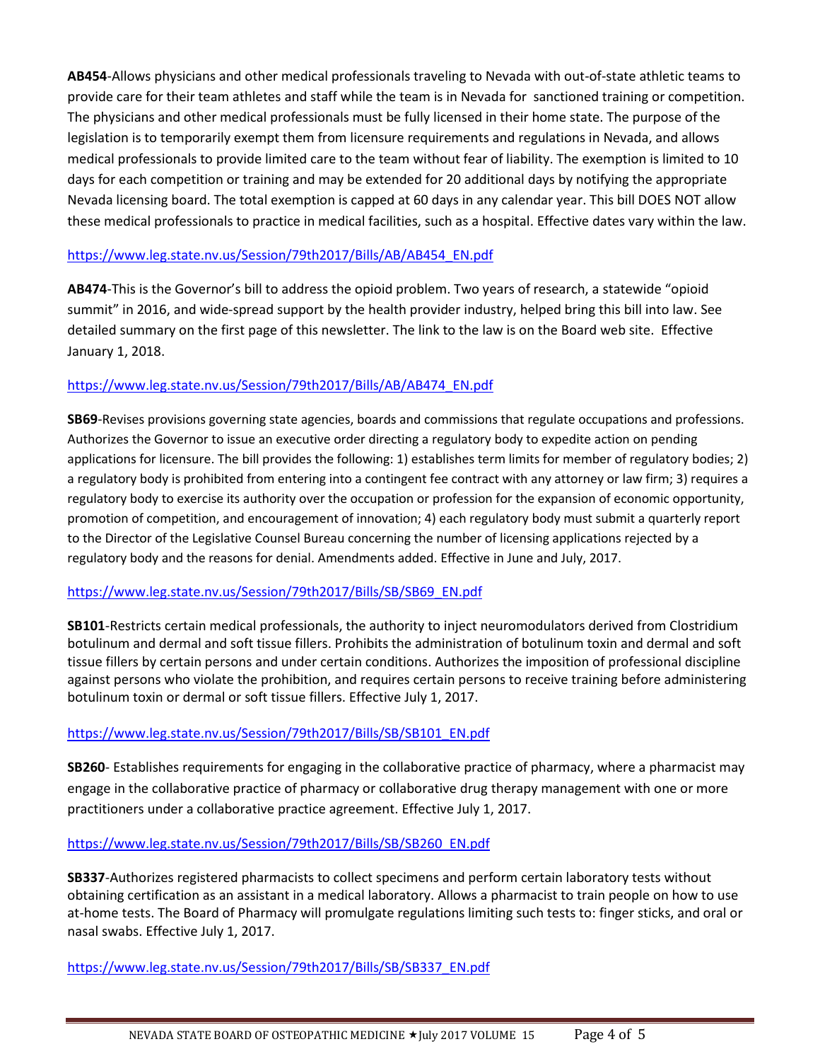**AB454**-Allows physicians and other medical professionals traveling to Nevada with out-of-state athletic teams to provide care for their team athletes and staff while the team is in Nevada for sanctioned training or competition. The physicians and other medical professionals must be fully licensed in their home state. The purpose of the legislation is to temporarily exempt them from licensure requirements and regulations in Nevada, and allows medical professionals to provide limited care to the team without fear of liability. The exemption is limited to 10 days for each competition or training and may be extended for 20 additional days by notifying the appropriate Nevada licensing board. The total exemption is capped at 60 days in any calendar year. This bill DOES NOT allow these medical professionals to practice in medical facilities, such as a hospital. Effective dates vary within the law.

https://www.leg.state.nv.us/Session/79th2017/Bills/AB/AB454_EN.pdf

**AB474**-This is the Governor's bill to address the opioid problem. Two years of research, a statewide "opioid summit" in 2016, and wide-spread support by the health provider industry, helped bring this bill into law. See detailed summary on the first page of this newsletter. The link to the law is on the Board web site. Effective January 1, 2018.

https://www.leg.state.nv.us/Session/79th2017/Bills/AB/AB474_EN.pdf

**SB69**-Revises provisions governing state agencies, boards and commissions that regulate occupations and professions. Authorizes the Governor to issue an executive order directing a regulatory body to expedite action on pending applications for licensure. The bill provides the following: 1) establishes term limits for member of regulatory bodies; 2) a regulatory body is prohibited from entering into a contingent fee contract with any attorney or law firm; 3) requires a regulatory body to exercise its authority over the occupation or profession for the expansion of economic opportunity, promotion of competition, and encouragement of innovation; 4) each regulatory body must submit a quarterly report to the Director of the Legislative Counsel Bureau concerning the number of licensing applications rejected by a regulatory body and the reasons for denial. Amendments added. Effective in June and July, 2017.

https://www.leg.state.nv.us/Session/79th2017/Bills/SB/SB69_EN.pdf

**SB101**-Restricts certain medical professionals, the authority to inject neuromodulators derived from Clostridium botulinum and dermal and soft tissue fillers. Prohibits the administration of botulinum toxin and dermal and soft tissue fillers by certain persons and under certain conditions. Authorizes the imposition of professional discipline against persons who violate the prohibition, and requires certain persons to receive training before administering botulinum toxin or dermal or soft tissue fillers. Effective July 1, 2017.

https://www.leg.state.nv.us/Session/79th2017/Bills/SB/SB101_EN.pdf

**SB260**- Establishes requirements for engaging in the collaborative practice of pharmacy, where a pharmacist may engage in the collaborative practice of pharmacy or collaborative drug therapy management with one or more practitioners under a collaborative practice agreement. Effective July 1, 2017.

https://www.leg.state.nv.us/Session/79th2017/Bills/SB/SB260_EN.pdf

**SB337**-Authorizes registered pharmacists to collect specimens and perform certain laboratory tests without obtaining certification as an assistant in a medical laboratory. Allows a pharmacist to train people on how to use at-home tests. The Board of Pharmacy will promulgate regulations limiting such tests to: finger sticks, and oral or nasal swabs. Effective July 1, 2017.

https://www.leg.state.nv.us/Session/79th2017/Bills/SB/SB337_EN.pdf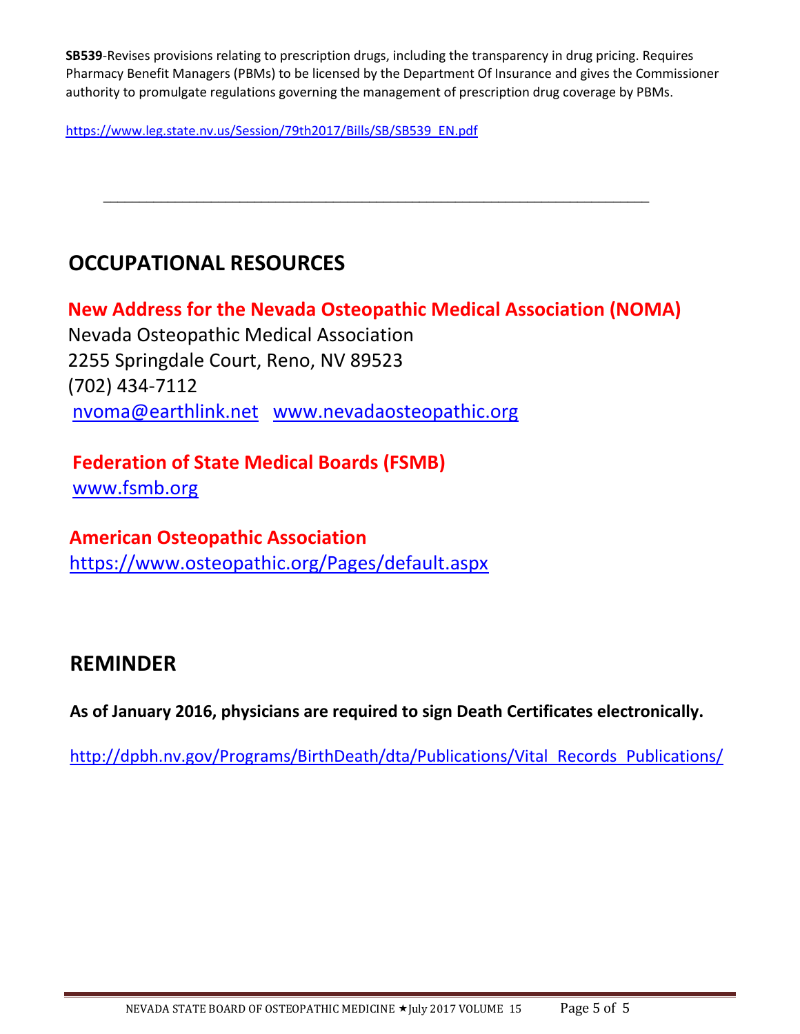**SB539**-Revises provisions relating to prescription drugs, including the transparency in drug pricing. Requires Pharmacy Benefit Managers (PBMs) to be licensed by the Department Of Insurance and gives the Commissioner authority to promulgate regulations governing the management of prescription drug coverage by PBMs.

https://www.leg.state.nv.us/Session/79th2017/Bills/SB/SB539_EN.pdf

---

## OCCUPATIONAL RESOURCES

**New Address for the Nevada Osteopathic Medical Association (NOMA)**

Nevada Osteopathic Medical Association
2255 Springdale Court, Reno, NV 89523
(702) 434-7112
nvoma@earthlink.net www.nevadaosteopathic.org

**Federation of State Medical Boards (FSMB)**

www.fsmb.org

**American Osteopathic Association**

https://www.osteopathic.org/Pages/default.aspx

## REMINDER

**As of January 2016, physicians are required to sign Death Certificates electronically.**

http://dpbh.nv.gov/Programs/BirthDeath/dta/Publications/Vital_Records_Publications/